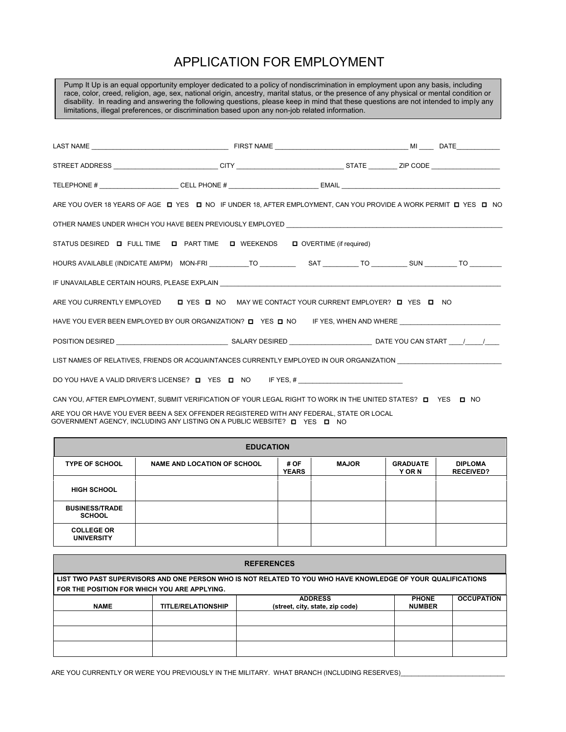# APPLICATION FOR EMPLOYMENT

Pump It Up is an equal opportunity employer dedicated to a policy of nondiscrimination in employment upon any basis, including race, color, creed, religion, age, sex, national origin, ancestry, marital status, or the presence of any physical or mental condition or disability. In reading and answering the following questions, please keep in mind that these questions are not intended to imply any limitations, illegal preferences, or discrimination based upon any non-job related information.

LAST NAME ____________________________________ FIRST NAME ___________________________________ MI ____ DATE___________

STREET ADDRESS ____________________________ CITY ____________________________ STATE ________ ZIP CODE __________________

TELEPHONE # _____________________ CELL PHONE # ________________________ EMAIL __________________________________________

ARE YOU OVER 18 YEARS OF AGE ☐ YES ☐ NO IF UNDER 18, AFTER EMPLOYMENT, CAN YOU PROVIDE A WORK PERMIT ☐ YES ☐ NO

OTHER NAMES UNDER WHICH YOU HAVE BEEN PREVIOUSLY EMPLOYED ___________________________________________________________

STATUS DESIRED ☐ FULL TIME ☐ PART TIME ☐ WEEKENDS ☐ OVERTIME (if required)

HOURS AVAILABLE (INDICATE AM/PM) MON-FRI __________TO __________ SAT __________ TO __________ SUN _________ TO _________

IF UNAVAILABLE CERTAIN HOURS, PLEASE EXPLAIN ______________________________________________________________________________

ARE YOU CURRENTLY EMPLOYED ☐ YES ☐ NO MAY WE CONTACT YOUR CURRENT EMPLOYER? ☐ YES ☐ NO

HAVE YOU EVER BEEN EMPLOYED BY OUR ORGANIZATION? ☐ YES ☐ NO IF YES, WHEN AND WHERE ___________________________

POSITION DESIRED ______________________________ SALARY DESIRED ______________________ DATE YOU CAN START ____/_____/____

LIST NAMES OF RELATIVES, FRIENDS OR ACQUAINTANCES CURRENTLY EMPLOYED IN OUR ORGANIZATION ___________________________

DO YOU HAVE A VALID DRIVER'S LICENSE? ☐ YES ☐ NO IF YES, # ____________________________

CAN YOU, AFTER EMPLOYMENT, SUBMIT VERIFICATION OF YOUR LEGAL RIGHT TO WORK IN THE UNITED STATES? ☐ YES ☐ NO

ARE YOU OR HAVE YOU EVER BEEN A SEX OFFENDER REGISTERED WITH ANY FEDERAL, STATE OR LOCAL GOVERNMENT AGENCY, INCLUDING ANY LISTING ON A PUBLIC WEBSITE? ☐ YES ☐ NO

## EDUCATION

| TYPE OF SCHOOL | NAME AND LOCATION OF SCHOOL | # OF YEARS | MAJOR | GRADUATE Y OR N | DIPLOMA RECEIVED? |
|---|---|---|---|---|---|
| HIGH SCHOOL | | | | | |
| BUSINESS/TRADE SCHOOL | | | | | |
| COLLEGE OR UNIVERSITY | | | | | |

## REFERENCES

**LIST TWO PAST SUPERVISORS AND ONE PERSON WHO IS NOT RELATED TO YOU WHO HAVE KNOWLEDGE OF YOUR QUALIFICATIONS FOR THE POSITION FOR WHICH YOU ARE APPLYING.**

| NAME | TITLE/RELATIONSHIP | ADDRESS (street, city, state, zip code) | PHONE NUMBER | OCCUPATION |
|---|---|---|---|---|
| | | | | |
| | | | | |
| | | | | |

ARE YOU CURRENTLY OR WERE YOU PREVIOUSLY IN THE MILITARY. WHAT BRANCH (INCLUDING RESERVES)___________________________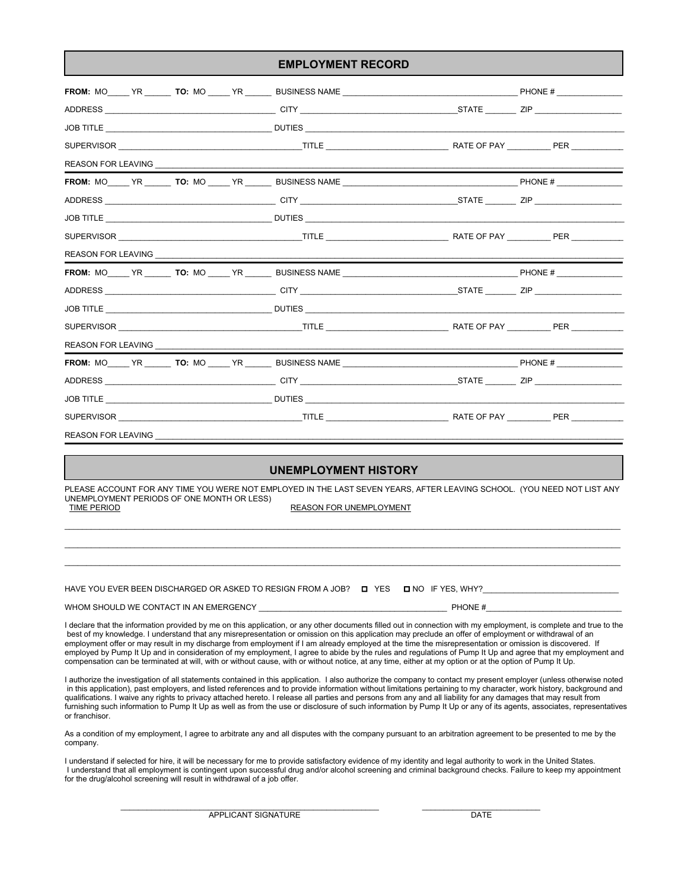## EMPLOYMENT RECORD

**FROM:** MO_____ YR ______ **TO:** MO _____ YR ______ BUSINESS NAME ________________________________________ PHONE # ______________

ADDRESS ______________________________________ CITY ___________________________________STATE _______ ZIP ___________________

JOB TITLE ____________________________________ DUTIES ________________________________________________________________________

SUPERVISOR ________________________________________TITLE ___________________________ RATE OF PAY _________ PER ___________

REASON FOR LEAVING ___________________________________________________________________________________________________

**FROM:** MO_____ YR ______ **TO:** MO _____ YR ______ BUSINESS NAME ________________________________________ PHONE # ______________

ADDRESS ______________________________________ CITY ___________________________________STATE _______ ZIP ___________________

JOB TITLE ____________________________________ DUTIES ________________________________________________________________________

SUPERVISOR ________________________________________TITLE ___________________________ RATE OF PAY _________ PER ___________

REASON FOR LEAVING ___________________________________________________________________________________________________

**FROM:** MO_____ YR ______ **TO:** MO _____ YR ______ BUSINESS NAME ________________________________________ PHONE # ______________

ADDRESS ______________________________________ CITY ___________________________________STATE _______ ZIP ___________________

JOB TITLE ____________________________________ DUTIES ________________________________________________________________________

SUPERVISOR ________________________________________TITLE ___________________________ RATE OF PAY _________ PER ___________

REASON FOR LEAVING ___________________________________________________________________________________________________

**FROM:** MO_____ YR ______ **TO:** MO _____ YR ______ BUSINESS NAME ________________________________________ PHONE # ______________

ADDRESS ______________________________________ CITY ___________________________________STATE _______ ZIP ___________________

JOB TITLE ____________________________________ DUTIES ________________________________________________________________________

SUPERVISOR ________________________________________TITLE ___________________________ RATE OF PAY _________ PER ___________

REASON FOR LEAVING ___________________________________________________________________________________________________

## UNEMPLOYMENT HISTORY

PLEASE ACCOUNT FOR ANY TIME YOU WERE NOT EMPLOYED IN THE LAST SEVEN YEARS, AFTER LEAVING SCHOOL. (YOU NEED NOT LIST ANY UNEMPLOYMENT PERIODS OF ONE MONTH OR LESS)

TIME PERIOD REASON FOR UNEMPLOYMENT

_____________________________________________________________________________________________________________________

_____________________________________________________________________________________________________________________

_____________________________________________________________________________________________________________________

HAVE YOU EVER BEEN DISCHARGED OR ASKED TO RESIGN FROM A JOB? ☐ YES ☐ NO IF YES, WHY?______________________________

WHOM SHOULD WE CONTACT IN AN EMERGENCY __________________________________________ PHONE #_____________________________

I declare that the information provided by me on this application, or any other documents filled out in connection with my employment, is complete and true to the best of my knowledge. I understand that any misrepresentation or omission on this application may preclude an offer of employment or withdrawal of an employment offer or may result in my discharge from employment if I am already employed at the time the misrepresentation or omission is discovered. If employed by Pump It Up and in consideration of my employment, I agree to abide by the rules and regulations of Pump It Up and agree that my employment and compensation can be terminated at will, with or without cause, with or without notice, at any time, either at my option or at the option of Pump It Up.

I authorize the investigation of all statements contained in this application. I also authorize the company to contact my present employer (unless otherwise noted in this application), past employers, and listed references and to provide information without limitations pertaining to my character, work history, background and qualifications. I waive any rights to privacy attached hereto. I release all parties and persons from any and all liability for any damages that may result from furnishing such information to Pump It Up as well as from the use or disclosure of such information by Pump It Up or any of its agents, associates, representatives or franchisor.

As a condition of my employment, I agree to arbitrate any and all disputes with the company pursuant to an arbitration agreement to be presented to me by the company.

I understand if selected for hire, it will be necessary for me to provide satisfactory evidence of my identity and legal authority to work in the United States. I understand that all employment is contingent upon successful drug and/or alcohol screening and criminal background checks. Failure to keep my appointment for the drug/alcohol screening will result in withdrawal of a job offer.

__________________________________________________________ ___________________________

APPLICANT SIGNATURE DATE